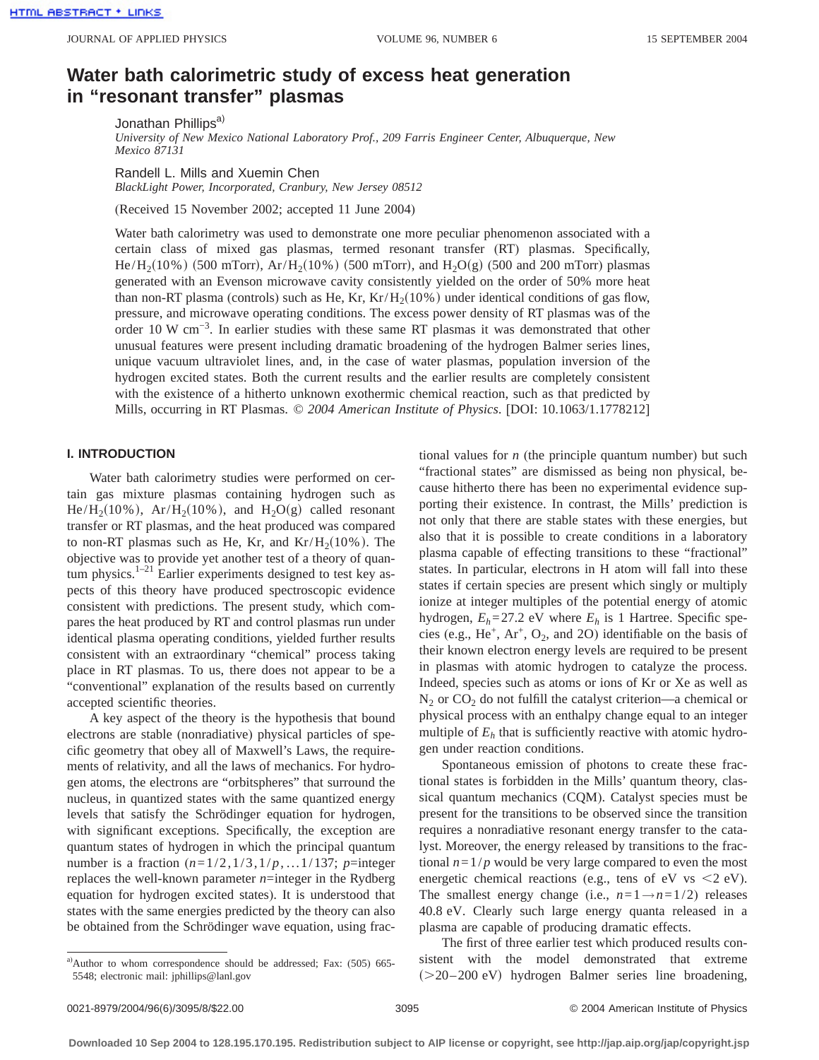# Water bath calorimetric study of excess heat generation in "resonant transfer" plasmas

Jonathan Phillips[a]

*University of New Mexico National Laboratory Prof., 209 Farris Engineer Center, Albuquerque, New Mexico 87131*

Randell L. Mills and Xuemin Chen

*BlackLight Power, Incorporated, Cranbury, New Jersey 08512*

(Received 15 November 2002; accepted 11 June 2004)

Water bath calorimetry was used to demonstrate one more peculiar phenomenon associated with a certain class of mixed gas plasmas, termed resonant transfer (RT) plasmas. Specifically, $He/H_2(10\%)$ (500 mTorr), $Ar/H_2(10\%)$ (500 mTorr), and $H_2O(g)$ (500 and 200 mTorr) plasmas generated with an Evenson microwave cavity consistently yielded on the order of 50% more heat than non-RT plasma (controls) such as He, Kr, $Kr/H_2(10\%)$ under identical conditions of gas flow, pressure, and microwave operating conditions. The excess power density of RT plasmas was of the order 10 W $cm^{-3}$. In earlier studies with these same RT plasmas it was demonstrated that other unusual features were present including dramatic broadening of the hydrogen Balmer series lines, unique vacuum ultraviolet lines, and, in the case of water plasmas, population inversion of the hydrogen excited states. Both the current results and the earlier results are completely consistent with the existence of a hitherto unknown exothermic chemical reaction, such as that predicted by Mills, occurring in RT Plasmas. © *2004 American Institute of Physics*. [DOI: 10.1063/1.1778212]

## I. INTRODUCTION

Water bath calorimetry studies were performed on certain gas mixture plasmas containing hydrogen such as $He/H_2(10\%)$, $Ar/H_2(10\%)$, and $H_2O(g)$ called resonant transfer or RT plasmas, and the heat produced was compared to non-RT plasmas such as He, Kr, and $Kr/H_2(10\%)$. The objective was to provide yet another test of a theory of quantum physics.[1–21] Earlier experiments designed to test key aspects of this theory have produced spectroscopic evidence consistent with predictions. The present study, which compares the heat produced by RT and control plasmas run under identical plasma operating conditions, yielded further results consistent with an extraordinary "chemical" process taking place in RT plasmas. To us, there does not appear to be a "conventional" explanation of the results based on currently accepted scientific theories.

A key aspect of the theory is the hypothesis that bound electrons are stable (nonradiative) physical particles of specific geometry that obey all of Maxwell's Laws, the requirements of relativity, and all the laws of mechanics. For hydrogen atoms, the electrons are "orbitspheres" that surround the nucleus, in quantized states with the same quantized energy levels that satisfy the Schrödinger equation for hydrogen, with significant exceptions. Specifically, the exception are quantum states of hydrogen in which the principal quantum number is a fraction ($n=1/2, 1/3, 1/p, \ldots 1/137$; $p$=integer replaces the well-known parameter $n$=integer in the Rydberg equation for hydrogen excited states). It is understood that states with the same energies predicted by the theory can also be obtained from the Schrödinger wave equation, using fractional values for $n$ (the principle quantum number) but such "fractional states" are dismissed as being non physical, because hitherto there has been no experimental evidence supporting their existence. In contrast, the Mills' prediction is not only that there are stable states with these energies, but also that it is possible to create conditions in a laboratory plasma capable of effecting transitions to these "fractional" states. In particular, electrons in H atom will fall into these states if certain species are present which singly or multiply ionize at integer multiples of the potential energy of atomic hydrogen, $E_h$=27.2 eV where $E_h$ is 1 Hartree. Specific species (e.g., $He^+$, $Ar^+$, $O_2$, and 2O) identifiable on the basis of their known electron energy levels are required to be present in plasmas with atomic hydrogen to catalyze the process. Indeed, species such as atoms or ions of Kr or Xe as well as $N_2$ or $CO_2$ do not fulfill the catalyst criterion—a chemical or physical process with an enthalpy change equal to an integer multiple of $E_h$ that is sufficiently reactive with atomic hydrogen under reaction conditions.

Spontaneous emission of photons to create these fractional states is forbidden in the Mills' quantum theory, classical quantum mechanics (CQM). Catalyst species must be present for the transitions to be observed since the transition requires a nonradiative resonant energy transfer to the catalyst. Moreover, the energy released by transitions to the fractional $n=1/p$ would be very large compared to even the most energetic chemical reactions (e.g., tens of eV vs <2 eV). The smallest energy change (i.e., $n=1 \rightarrow n=1/2$) releases 40.8 eV. Clearly such large energy quanta released in a plasma are capable of producing dramatic effects.

The first of three earlier test which produced results consistent with the model demonstrated that extreme (>20–200 eV) hydrogen Balmer series line broadening,

[a]Author to whom correspondence should be addressed; Fax: (505) 665-5548; electronic mail: jphillips@lanl.gov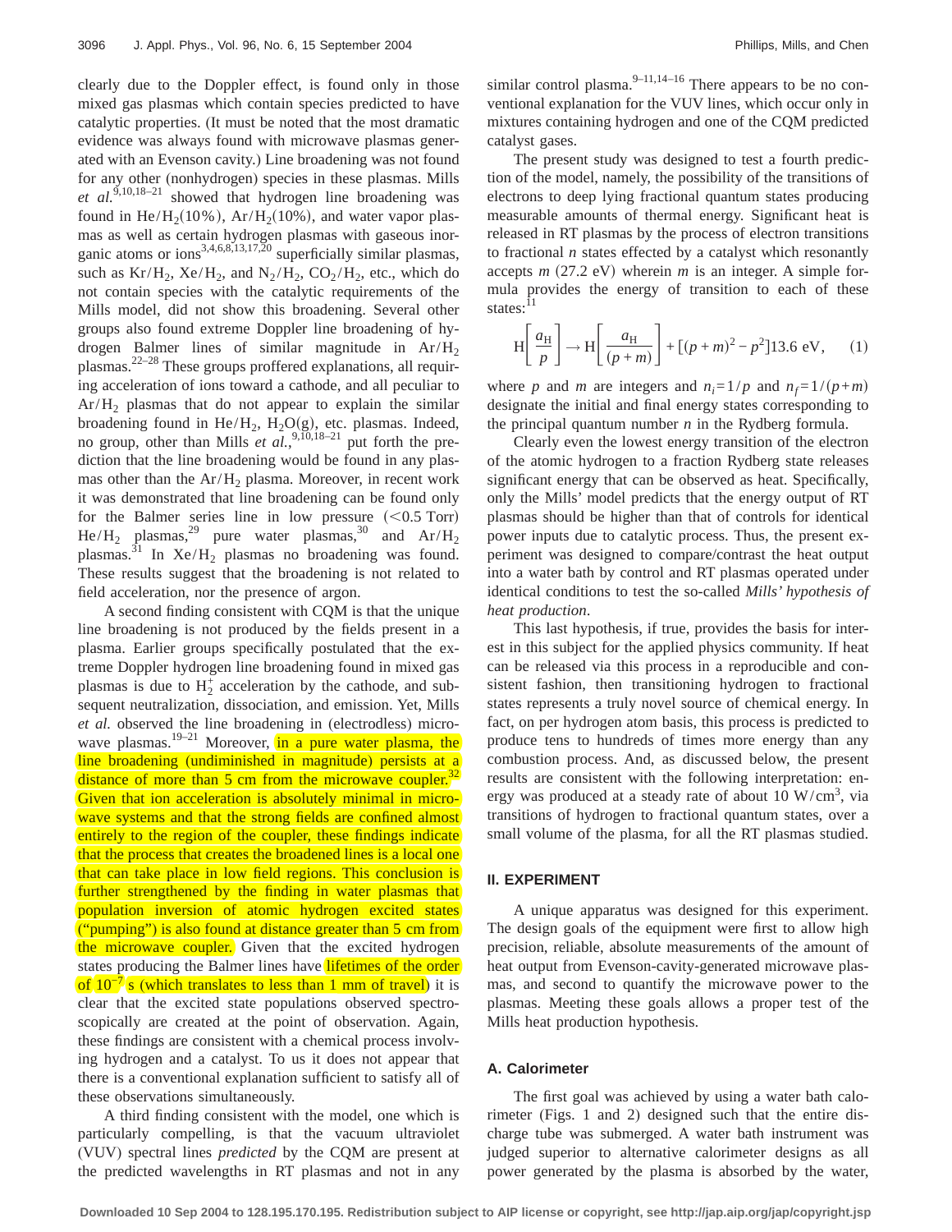clearly due to the Doppler effect, is found only in those mixed gas plasmas which contain species predicted to have catalytic properties. (It must be noted that the most dramatic evidence was always found with microwave plasmas generated with an Evenson cavity.) Line broadening was not found for any other (nonhydrogen) species in these plasmas. Mills *et al.*[9,10,18–21] showed that hydrogen line broadening was found in $He/H_2(10\%)$, $Ar/H_2(10\%)$, and water vapor plasmas as well as certain hydrogen plasmas with gaseous inorganic atoms or ions[3,4,6,8,13,17,20] superficially similar plasmas, such as $Kr/H_2$, $Xe/H_2$, and $N_2/H_2$, $CO_2/H_2$, etc., which do not contain species with the catalytic requirements of the Mills model, did not show this broadening. Several other groups also found extreme Doppler line broadening of hydrogen Balmer lines of similar magnitude in $Ar/H_2$ plasmas.[22–28] These groups proffered explanations, all requiring acceleration of ions toward a cathode, and all peculiar to $Ar/H_2$ plasmas that do not appear to explain the similar broadening found in $He/H_2$, $H_2O$(g), etc. plasmas. Indeed, no group, other than Mills *et al.*,[9,10,18–21] put forth the prediction that the line broadening would be found in any plasmas other than the $Ar/H_2$ plasma. Moreover, in recent work it was demonstrated that line broadening can be found only for the Balmer series line in low pressure (<0.5 Torr) $He/H_2$ plasmas,[29] pure water plasmas,[30] and $Ar/H_2$ plasmas.[31] In $Xe/H_2$ plasmas no broadening was found. These results suggest that the broadening is not related to field acceleration, nor the presence of argon.

A second finding consistent with CQM is that the unique line broadening is not produced by the fields present in a plasma. Earlier groups specifically postulated that the extreme Doppler hydrogen line broadening found in mixed gas plasmas is due to $H_2^+$ acceleration by the cathode, and subsequent neutralization, dissociation, and emission. Yet, Mills *et al.* observed the line broadening in (electrodless) microwave plasmas.[19–21] Moreover, in a pure water plasma, the line broadening (undiminished in magnitude) persists at a distance of more than 5 cm from the microwave coupler.[32] Given that ion acceleration is absolutely minimal in microwave systems and that the strong fields are confined almost entirely to the region of the coupler, these findings indicate that the process that creates the broadened lines is a local one that can take place in low field regions. This conclusion is further strengthened by the finding in water plasmas that population inversion of atomic hydrogen excited states ("pumping") is also found at distance greater than 5 cm from the microwave coupler. Given that the excited hydrogen states producing the Balmer lines have lifetimes of the order of $10^{-7}$ s (which translates to less than 1 mm of travel) it is clear that the excited state populations observed spectroscopically are created at the point of observation. Again, these findings are consistent with a chemical process involving hydrogen and a catalyst. To us it does not appear that there is a conventional explanation sufficient to satisfy all of these observations simultaneously.

A third finding consistent with the model, one which is particularly compelling, is that the vacuum ultraviolet (VUV) spectral lines *predicted* by the CQM are present at the predicted wavelengths in RT plasmas and not in any similar control plasma.[9–11,14–16] There appears to be no conventional explanation for the VUV lines, which occur only in mixtures containing hydrogen and one of the CQM predicted catalyst gases.

The present study was designed to test a fourth prediction of the model, namely, the possibility of the transitions of electrons to deep lying fractional quantum states producing measurable amounts of thermal energy. Significant heat is released in RT plasmas by the process of electron transitions to fractional $n$ states effected by a catalyst which resonantly accepts $m$ (27.2 eV) wherein $m$ is an integer. A simple formula provides the energy of transition to each of these states:[11]

$$\mathrm{H}\left[\frac{a_{\mathrm{H}}}{p}\right] \rightarrow \mathrm{H}\left[\frac{a_{\mathrm{H}}}{(p+m)}\right] + [(p+m)^2 - p^2]13.6\ \mathrm{eV}, \tag{1}$$

where $p$ and $m$ are integers and $n_i = 1/p$ and $n_f = 1/(p+m)$ designate the initial and final energy states corresponding to the principal quantum number $n$ in the Rydberg formula.

Clearly even the lowest energy transition of the electron of the atomic hydrogen to a fraction Rydberg state releases significant energy that can be observed as heat. Specifically, only the Mills' model predicts that the energy output of RT plasmas should be higher than that of controls for identical power inputs due to catalytic process. Thus, the present experiment was designed to compare/contrast the heat output into a water bath by control and RT plasmas operated under identical conditions to test the so-called *Mills' hypothesis of heat production*.

This last hypothesis, if true, provides the basis for interest in this subject for the applied physics community. If heat can be released via this process in a reproducible and consistent fashion, then transitioning hydrogen to fractional states represents a truly novel source of chemical energy. In fact, on per hydrogen atom basis, this process is predicted to produce tens to hundreds of times more energy than any combustion process. And, as discussed below, the present results are consistent with the following interpretation: energy was produced at a steady rate of about 10 $W/cm^3$, via transitions of hydrogen to fractional quantum states, over a small volume of the plasma, for all the RT plasmas studied.

## II. EXPERIMENT

A unique apparatus was designed for this experiment. The design goals of the equipment were first to allow high precision, reliable, absolute measurements of the amount of heat output from Evenson-cavity-generated microwave plasmas, and second to quantify the microwave power to the plasmas. Meeting these goals allows a proper test of the Mills heat production hypothesis.

### A. Calorimeter

The first goal was achieved by using a water bath calorimeter (Figs. 1 and 2) designed such that the entire discharge tube was submerged. A water bath instrument was judged superior to alternative calorimeter designs as all power generated by the plasma is absorbed by the water,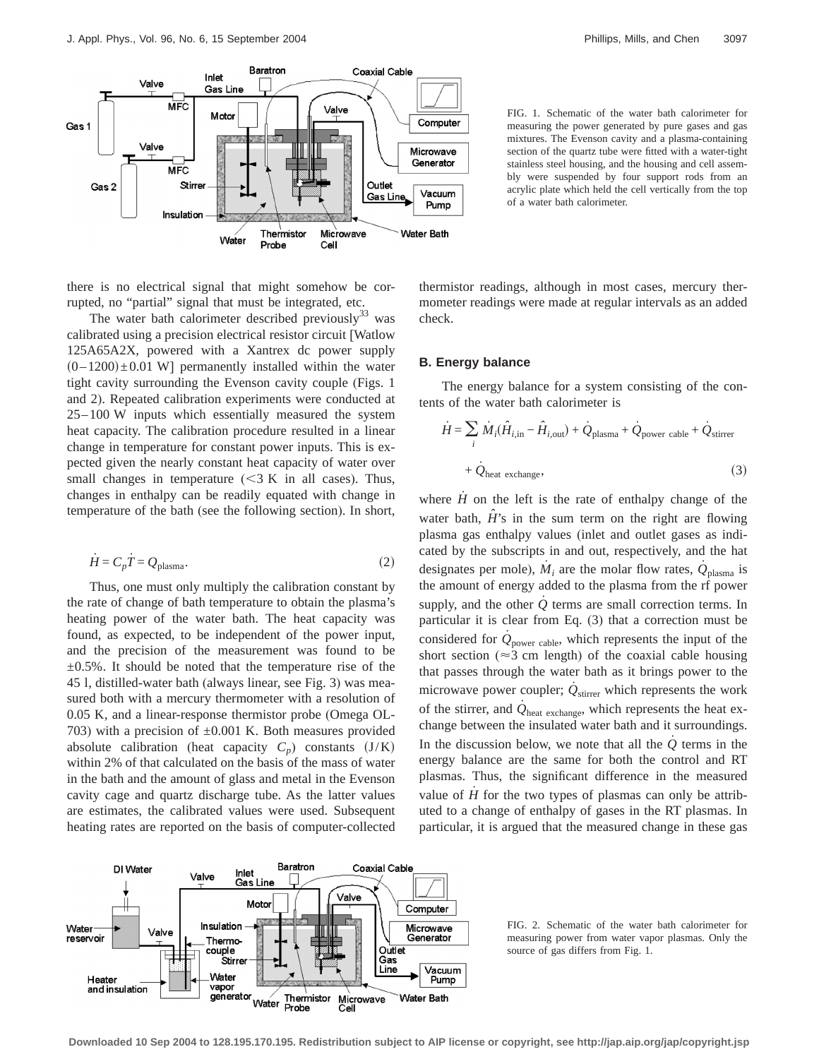FIG. 1. Schematic of the water bath calorimeter for measuring the power generated by pure gases and gas mixtures. The Evenson cavity and a plasma-containing section of the quartz tube were fitted with a water-tight stainless steel housing, and the housing and cell assembly were suspended by four support rods from an acrylic plate which held the cell vertically from the top of a water bath calorimeter.

there is no electrical signal that might somehow be corrupted, no "partial" signal that must be integrated, etc.

The water bath calorimeter described previously[33] was calibrated using a precision electrical resistor circuit [Watlow 125A65A2X, powered with a Xantrex dc power supply $(0-1200)\pm 0.01$ W] permanently installed within the water tight cavity surrounding the Evenson cavity couple (Figs. 1 and 2). Repeated calibration experiments were conducted at 25–100 W inputs which essentially measured the system heat capacity. The calibration procedure resulted in a linear change in temperature for constant power inputs. This is expected given the nearly constant heat capacity of water over small changes in temperature ($<3$ K in all cases). Thus, changes in enthalpy can be readily equated with change in temperature of the bath (see the following section). In short,

$$\dot{H} = C_p \dot{T} = Q_{\text{plasma}}. \tag{2}$$

Thus, one must only multiply the calibration constant by the rate of change of bath temperature to obtain the plasma's heating power of the water bath. The heat capacity was found, as expected, to be independent of the power input, and the precision of the measurement was found to be $\pm 0.5\%$. It should be noted that the temperature rise of the 45 l, distilled-water bath (always linear, see Fig. 3) was measured both with a mercury thermometer with a resolution of 0.05 K, and a linear-response thermistor probe (Omega OL-703) with a precision of $\pm 0.001$ K. Both measures provided absolute calibration (heat capacity $C_p$) constants (J/K) within 2% of that calculated on the basis of the mass of water in the bath and the amount of glass and metal in the Evenson cavity cage and quartz discharge tube. As the latter values are estimates, the calibrated values were used. Subsequent heating rates are reported on the basis of computer-collected thermistor readings, although in most cases, mercury thermometer readings were made at regular intervals as an added check.

### B. Energy balance

The energy balance for a system consisting of the contents of the water bath calorimeter is

$$\dot{H} = \sum_i \dot{M}_i(\hat{H}_{i,\text{in}} - \hat{H}_{i,\text{out}}) + \dot{Q}_{\text{plasma}} + \dot{Q}_{\text{power cable}} + \dot{Q}_{\text{stirrer}} + \dot{Q}_{\text{heat exchange}}, \tag{3}$$

where $\dot{H}$ on the left is the rate of enthalpy change of the water bath, $\hat{H}$'s in the sum term on the right are flowing plasma gas enthalpy values (inlet and outlet gases as indicated by the subscripts in and out, respectively, and the hat designates per mole), $\dot{M}_i$ are the molar flow rates, $\dot{Q}_{\text{plasma}}$ is the amount of energy added to the plasma from the rf power supply, and the other $\dot{Q}$ terms are small correction terms. In particular it is clear from Eq. (3) that a correction must be considered for $\dot{Q}_{\text{power cable}}$, which represents the input of the short section ($\approx 3$ cm length) of the coaxial cable housing that passes through the water bath as it brings power to the microwave power coupler; $\dot{Q}_{\text{stirrer}}$ which represents the work of the stirrer, and $\dot{Q}_{\text{heat exchange}}$, which represents the heat exchange between the insulated water bath and it surroundings. In the discussion below, we note that all the $\dot{Q}$ terms in the energy balance are the same for both the control and RT plasmas. Thus, the significant difference in the measured value of $\dot{H}$ for the two types of plasmas can only be attributed to a change of enthalpy of gases in the RT plasmas. In particular, it is argued that the measured change in these gas

FIG. 2. Schematic of the water bath calorimeter for measuring power from water vapor plasmas. Only the source of gas differs from Fig. 1.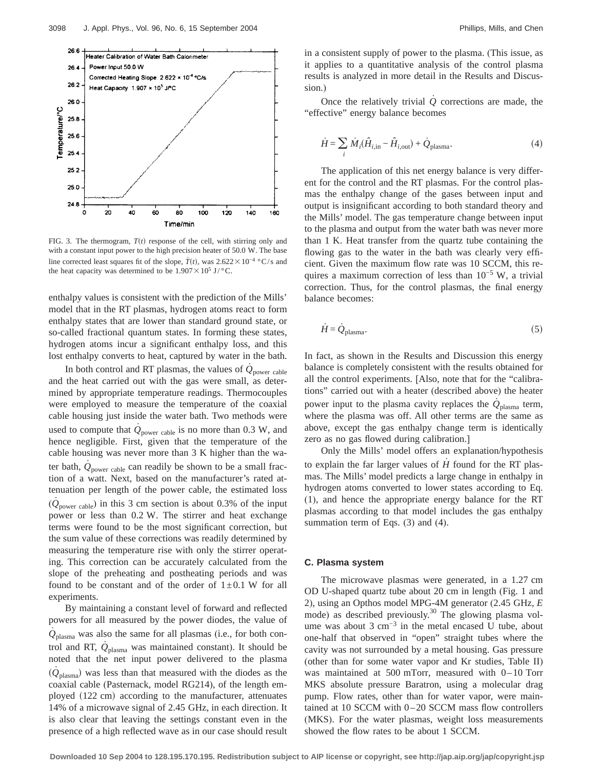FIG. 3. The thermogram, $T(t)$ response of the cell, with stirring only and with a constant input power to the high precision heater of 50.0 W. The base line corrected least squares fit of the slope, $\dot{T}(t)$, was $2.622\times10^{-4}$ °C/s and the heat capacity was determined to be $1.907\times10^{5}$ J/°C.

enthalpy values is consistent with the prediction of the Mills' model that in the RT plasmas, hydrogen atoms react to form enthalpy states that are lower than standard ground state, or so-called fractional quantum states. In forming these states, hydrogen atoms incur a significant enthalpy loss, and this lost enthalpy converts to heat, captured by water in the bath.

In both control and RT plasmas, the values of $\dot{Q}_{\text{power cable}}$ and the heat carried out with the gas were small, as determined by appropriate temperature readings. Thermocouples were employed to measure the temperature of the coaxial cable housing just inside the water bath. Two methods were used to compute that $\dot{Q}_{\text{power cable}}$ is no more than 0.3 W, and hence negligible. First, given that the temperature of the cable housing was never more than 3 K higher than the water bath, $\dot{Q}_{\text{power cable}}$ can readily be shown to be a small fraction of a watt. Next, based on the manufacturer's rated attenuation per length of the power cable, the estimated loss ($\dot{Q}_{\text{power cable}}$) in this 3 cm section is about 0.3% of the input power or less than 0.2 W. The stirrer and heat exchange terms were found to be the most significant correction, but the sum value of these corrections was readily determined by measuring the temperature rise with only the stirrer operating. This correction can be accurately calculated from the slope of the preheating and postheating periods and was found to be constant and of the order of $1\pm0.1$ W for all experiments.

By maintaining a constant level of forward and reflected powers for all measured by the power diodes, the value of $\dot{Q}_{\text{plasma}}$ was also the same for all plasmas (i.e., for both control and RT, $\dot{Q}_{\text{plasma}}$ was maintained constant). It should be noted that the net input power delivered to the plasma ($\dot{Q}_{\text{plasma}}$) was less than that measured with the diodes as the coaxial cable (Pasternack, model RG214), of the length employed (122 cm) according to the manufacturer, attenuates 14% of a microwave signal of 2.45 GHz, in each direction. It is also clear that leaving the settings constant even in the presence of a high reflected wave as in our case should result in a consistent supply of power to the plasma. (This issue, as it applies to a quantitative analysis of the control plasma results is analyzed in more detail in the Results and Discussion.)

Once the relatively trivial $\dot{Q}$ corrections are made, the "effective" energy balance becomes

$$\dot{H} = \sum_i \dot{M}_i(\hat{H}_{i,\text{in}} - \hat{H}_{i,\text{out}}) + \dot{Q}_{\text{plasma}}. \tag{4}$$

The application of this net energy balance is very different for the control and the RT plasmas. For the control plasmas the enthalpy change of the gases between input and output is insignificant according to both standard theory and the Mills' model. The gas temperature change between input to the plasma and output from the water bath was never more than 1 K. Heat transfer from the quartz tube containing the flowing gas to the water in the bath was clearly very efficient. Given the maximum flow rate was 10 SCCM, this requires a maximum correction of less than $10^{-5}$ W, a trivial correction. Thus, for the control plasmas, the final energy balance becomes:

$$\dot{H} = \dot{Q}_{\text{plasma}}. \tag{5}$$

In fact, as shown in the Results and Discussion this energy balance is completely consistent with the results obtained for all the control experiments. [Also, note that for the "calibrations" carried out with a heater (described above) the heater power input to the plasma cavity replaces the $\dot{Q}_{\text{plasma}}$ term, where the plasma was off. All other terms are the same as above, except the gas enthalpy change term is identically zero as no gas flowed during calibration.]

Only the Mills' model offers an explanation/hypothesis to explain the far larger values of $\dot{H}$ found for the RT plasmas. The Mills' model predicts a large change in enthalpy in hydrogen atoms converted to lower states according to Eq. (1), and hence the appropriate energy balance for the RT plasmas according to that model includes the gas enthalpy summation term of Eqs. (3) and (4).

### C. Plasma system

The microwave plasmas were generated, in a 1.27 cm OD U-shaped quartz tube about 20 cm in length (Fig. 1 and 2), using an Opthos model MPG-4M generator (2.45 GHz, *E* mode) as described previously.[30] The glowing plasma volume was about 3 $\text{cm}^{-3}$ in the metal encased U tube, about one-half that observed in "open" straight tubes where the cavity was not surrounded by a metal housing. Gas pressure (other than for some water vapor and Kr studies, Table II) was maintained at 500 mTorr, measured with 0–10 Torr MKS absolute pressure Baratron, using a molecular drag pump. Flow rates, other than for water vapor, were maintained at 10 SCCM with 0–20 SCCM mass flow controllers (MKS). For the water plasmas, weight loss measurements showed the flow rates to be about 1 SCCM.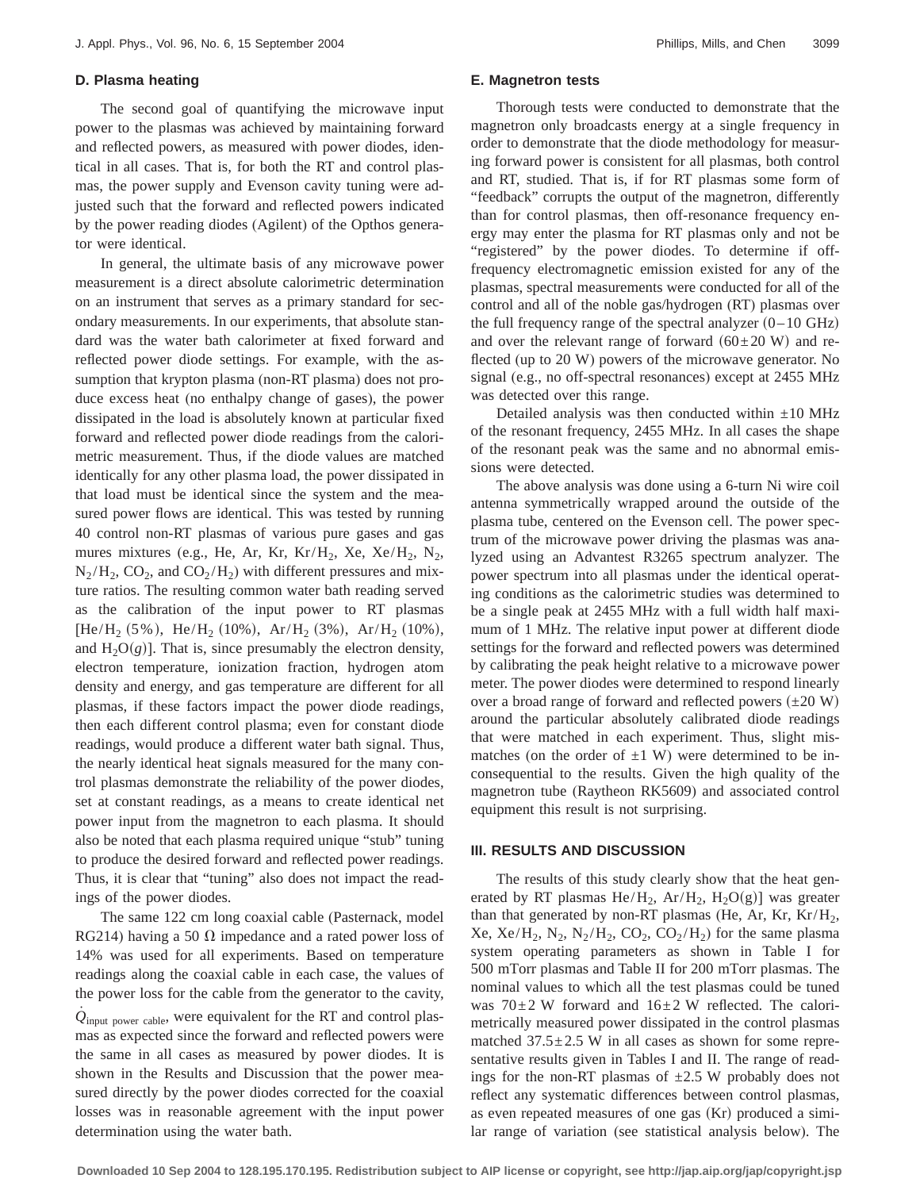### D. Plasma heating

The second goal of quantifying the microwave input power to the plasmas was achieved by maintaining forward and reflected powers, as measured with power diodes, identical in all cases. That is, for both the RT and control plasmas, the power supply and Evenson cavity tuning were adjusted such that the forward and reflected powers indicated by the power reading diodes (Agilent) of the Opthos generator were identical.

In general, the ultimate basis of any microwave power measurement is a direct absolute calorimetric determination on an instrument that serves as a primary standard for secondary measurements. In our experiments, that absolute standard was the water bath calorimeter at fixed forward and reflected power diode settings. For example, with the assumption that krypton plasma (non-RT plasma) does not produce excess heat (no enthalpy change of gases), the power dissipated in the load is absolutely known at particular fixed forward and reflected power diode readings from the calorimetric measurement. Thus, if the diode values are matched identically for any other plasma load, the power dissipated in that load must be identical since the system and the measured power flows are identical. This was tested by running 40 control non-RT plasmas of various pure gases and gas mures mixtures (e.g., He, Ar, Kr, $Kr/H_2$, Xe, $Xe/H_2$, $N_2$, $N_2/H_2$, $CO_2$, and $CO_2/H_2$) with different pressures and mixture ratios. The resulting common water bath reading served as the calibration of the input power to RT plasmas [$He/H_2$ (5%), $He/H_2$ (10%), $Ar/H_2$ (3%), $Ar/H_2$ (10%), and $H_2O(g)$]. That is, since presumably the electron density, electron temperature, ionization fraction, hydrogen atom density and energy, and gas temperature are different for all plasmas, if these factors impact the power diode readings, then each different control plasma; even for constant diode readings, would produce a different water bath signal. Thus, the nearly identical heat signals measured for the many control plasmas demonstrate the reliability of the power diodes, set at constant readings, as a means to create identical net power input from the magnetron to each plasma. It should also be noted that each plasma required unique "stub" tuning to produce the desired forward and reflected power readings. Thus, it is clear that "tuning" also does not impact the readings of the power diodes.

The same 122 cm long coaxial cable (Pasternack, model RG214) having a 50 Ω impedance and a rated power loss of 14% was used for all experiments. Based on temperature readings along the coaxial cable in each case, the values of the power loss for the cable from the generator to the cavity, $\dot{Q}_{\text{input power cable}}$, were equivalent for the RT and control plasmas as expected since the forward and reflected powers were the same in all cases as measured by power diodes. It is shown in the Results and Discussion that the power measured directly by the power diodes corrected for the coaxial losses was in reasonable agreement with the input power determination using the water bath.

### E. Magnetron tests

Thorough tests were conducted to demonstrate that the magnetron only broadcasts energy at a single frequency in order to demonstrate that the diode methodology for measuring forward power is consistent for all plasmas, both control and RT, studied. That is, if for RT plasmas some form of "feedback" corrupts the output of the magnetron, differently than for control plasmas, then off-resonance frequency energy may enter the plasma for RT plasmas only and not be "registered" by the power diodes. To determine if off-frequency electromagnetic emission existed for any of the plasmas, spectral measurements were conducted for all of the control and all of the noble gas/hydrogen (RT) plasmas over the full frequency range of the spectral analyzer (0–10 GHz) and over the relevant range of forward ($60 \pm 20$ W) and reflected (up to 20 W) powers of the microwave generator. No signal (e.g., no off-spectral resonances) except at 2455 MHz was detected over this range.

Detailed analysis was then conducted within $\pm 10$ MHz of the resonant frequency, 2455 MHz. In all cases the shape of the resonant peak was the same and no abnormal emissions were detected.

The above analysis was done using a 6-turn Ni wire coil antenna symmetrically wrapped around the outside of the plasma tube, centered on the Evenson cell. The power spectrum of the microwave power driving the plasmas was analyzed using an Advantest R3265 spectrum analyzer. The power spectrum into all plasmas under the identical operating conditions as the calorimetric studies was determined to be a single peak at 2455 MHz with a full width half maximum of 1 MHz. The relative input power at different diode settings for the forward and reflected powers was determined by calibrating the peak height relative to a microwave power meter. The power diodes were determined to respond linearly over a broad range of forward and reflected powers ($\pm 20$ W) around the particular absolutely calibrated diode readings that were matched in each experiment. Thus, slight mismatches (on the order of $\pm 1$ W) were determined to be inconsequential to the results. Given the high quality of the magnetron tube (Raytheon RK5609) and associated control equipment this result is not surprising.

## III. RESULTS AND DISCUSSION

The results of this study clearly show that the heat generated by RT plasmas $He/H_2$, $Ar/H_2$, $H_2O(g)$] was greater than that generated by non-RT plasmas (He, Ar, Kr, $Kr/H_2$, Xe, $Xe/H_2$, $N_2$, $N_2/H_2$, $CO_2$, $CO_2/H_2$) for the same plasma system operating parameters as shown in Table I for 500 mTorr plasmas and Table II for 200 mTorr plasmas. The nominal values to which all the test plasmas could be tuned was $70 \pm 2$ W forward and $16 \pm 2$ W reflected. The calorimetrically measured power dissipated in the control plasmas matched $37.5 \pm 2.5$ W in all cases as shown for some representative results given in Tables I and II. The range of readings for the non-RT plasmas of $\pm 2.5$ W probably does not reflect any systematic differences between control plasmas, as even repeated measures of one gas (Kr) produced a similar range of variation (see statistical analysis below). The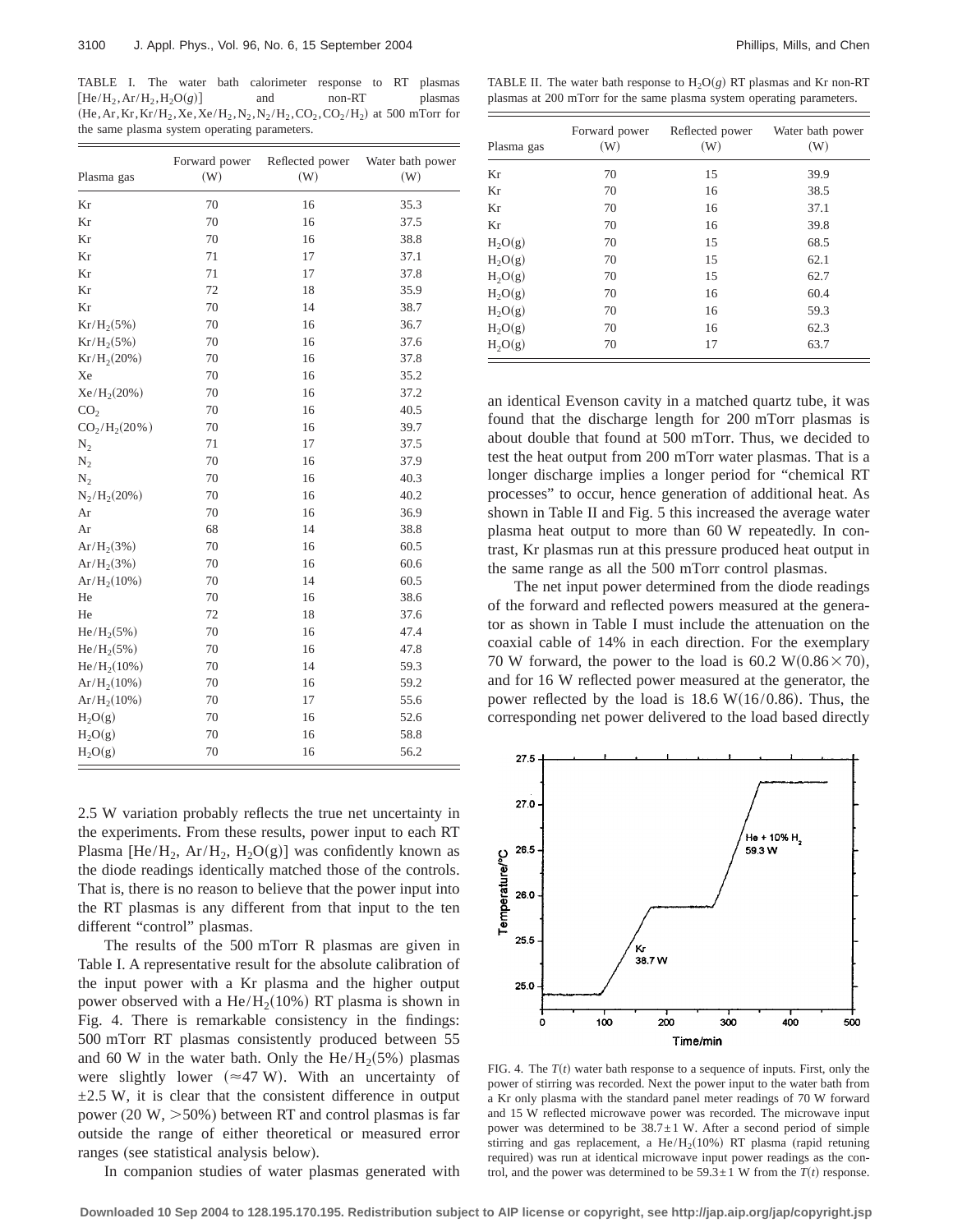TABLE I. The water bath calorimeter response to RT plasmas $[He/H_2, Ar/H_2, H_2O(g)]$ and non-RT plasmas $(He, Ar, Kr, Kr/H_2, Xe, Xe/H_2, N_2, N_2/H_2, CO_2, CO_2/H_2)$ at 500 mTorr for the same plasma system operating parameters.

| Plasma gas | Forward power (W) | Reflected power (W) | Water bath power (W) |
|---|---|---|---|
| Kr | 70 | 16 | 35.3 |
| Kr | 70 | 16 | 37.5 |
| Kr | 70 | 16 | 38.8 |
| Kr | 71 | 17 | 37.1 |
| Kr | 71 | 17 | 37.8 |
| Kr | 72 | 18 | 35.9 |
| Kr | 70 | 14 | 38.7 |
| $Kr/H_2(5\%)$ | 70 | 16 | 36.7 |
| $Kr/H_2(5\%)$ | 70 | 16 | 37.6 |
| $Kr/H_2(20\%)$ | 70 | 16 | 37.8 |
| Xe | 70 | 16 | 35.2 |
| $Xe/H_2(20\%)$ | 70 | 16 | 37.2 |
| $CO_2$ | 70 | 16 | 40.5 |
| $CO_2/H_2(20\%)$ | 70 | 16 | 39.7 |
| $N_2$ | 71 | 17 | 37.5 |
| $N_2$ | 70 | 16 | 37.9 |
| $N_2$ | 70 | 16 | 40.3 |
| $N_2/H_2(20\%)$ | 70 | 16 | 40.2 |
| Ar | 70 | 16 | 36.9 |
| Ar | 68 | 14 | 38.8 |
| $Ar/H_2(3\%)$ | 70 | 16 | 60.5 |
| $Ar/H_2(3\%)$ | 70 | 16 | 60.6 |
| $Ar/H_2(10\%)$ | 70 | 14 | 60.5 |
| He | 70 | 16 | 38.6 |
| He | 72 | 18 | 37.6 |
| $He/H_2(5\%)$ | 70 | 16 | 47.4 |
| $He/H_2(5\%)$ | 70 | 16 | 47.8 |
| $He/H_2(10\%)$ | 70 | 14 | 59.3 |
| $Ar/H_2(10\%)$ | 70 | 16 | 59.2 |
| $Ar/H_2(10\%)$ | 70 | 17 | 55.6 |
| $H_2O(g)$ | 70 | 16 | 52.6 |
| $H_2O(g)$ | 70 | 16 | 58.8 |
| $H_2O(g)$ | 70 | 16 | 56.2 |

2.5 W variation probably reflects the true net uncertainty in the experiments. From these results, power input to each RT Plasma $[He/H_2, Ar/H_2, H_2O(g)]$ was confidently known as the diode readings identically matched those of the controls. That is, there is no reason to believe that the power input into the RT plasmas is any different from that input to the ten different "control" plasmas.

The results of the 500 mTorr R plasmas are given in Table I. A representative result for the absolute calibration of the input power with a Kr plasma and the higher output power observed with a $He/H_2(10\%)$ RT plasma is shown in Fig. 4. There is remarkable consistency in the findings: 500 mTorr RT plasmas consistently produced between 55 and 60 W in the water bath. Only the $He/H_2(5\%)$ plasmas were slightly lower ($\approx$47 W). With an uncertainty of $\pm$2.5 W, it is clear that the consistent difference in output power (20 W, >50%) between RT and control plasmas is far outside the range of either theoretical or measured error ranges (see statistical analysis below).

In companion studies of water plasmas generated with an identical Evenson cavity in a matched quartz tube, it was found that the discharge length for 200 mTorr plasmas is about double that found at 500 mTorr. Thus, we decided to test the heat output from 200 mTorr water plasmas. That is a longer discharge implies a longer period for "chemical RT processes" to occur, hence generation of additional heat. As shown in Table II and Fig. 5 this increased the average water plasma heat output to more than 60 W repeatedly. In contrast, Kr plasmas run at this pressure produced heat output in the same range as all the 500 mTorr control plasmas.

TABLE II. The water bath response to $H_2O(g)$ RT plasmas and Kr non-RT plasmas at 200 mTorr for the same plasma system operating parameters.

| Plasma gas | Forward power (W) | Reflected power (W) | Water bath power (W) |
|---|---|---|---|
| Kr | 70 | 15 | 39.9 |
| Kr | 70 | 16 | 38.5 |
| Kr | 70 | 16 | 37.1 |
| Kr | 70 | 16 | 39.8 |
| $H_2O(g)$ | 70 | 15 | 68.5 |
| $H_2O(g)$ | 70 | 15 | 62.1 |
| $H_2O(g)$ | 70 | 15 | 62.7 |
| $H_2O(g)$ | 70 | 16 | 60.4 |
| $H_2O(g)$ | 70 | 16 | 59.3 |
| $H_2O(g)$ | 70 | 16 | 62.3 |
| $H_2O(g)$ | 70 | 17 | 63.7 |

The net input power determined from the diode readings of the forward and reflected powers measured at the generator as shown in Table I must include the attenuation on the coaxial cable of 14% in each direction. For the exemplary 70 W forward, the power to the load is 60.2 W$(0.86\times 70)$, and for 16 W reflected power measured at the generator, the power reflected by the load is 18.6 W$(16/0.86)$. Thus, the corresponding net power delivered to the load based directly

FIG. 4. The $T(t)$ water bath response to a sequence of inputs. First, only the power of stirring was recorded. Next the power input to the water bath from a Kr only plasma with the standard panel meter readings of 70 W forward and 15 W reflected microwave power was recorded. The microwave input power was determined to be $38.7\pm 1$ W. After a second period of simple stirring and gas replacement, a $He/H_2(10\%)$ RT plasma (rapid retuning required) was run at identical microwave input power readings as the control, and the power was determined to be $59.3\pm 1$ W from the $T(t)$ response.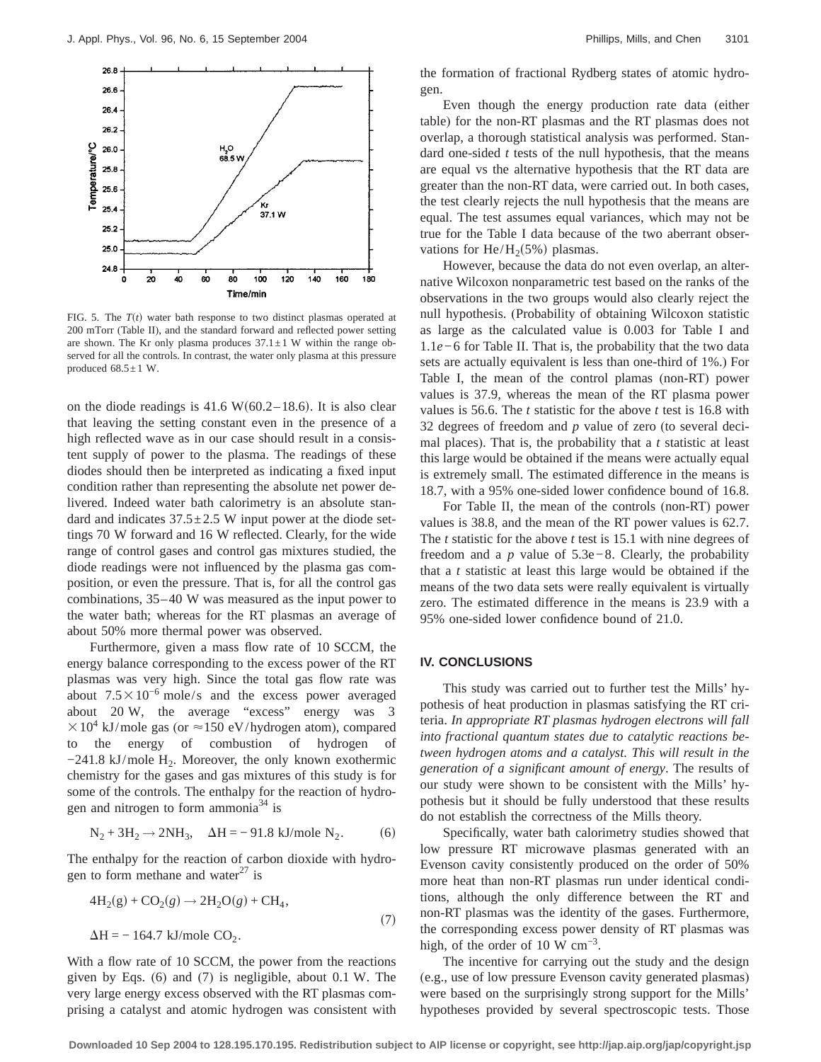FIG. 5. The $T(t)$ water bath response to two distinct plasmas operated at 200 mTorr (Table II), and the standard forward and reflected power setting are shown. The Kr only plasma produces $37.1 \pm 1$ W within the range observed for all the controls. In contrast, the water only plasma at this pressure produced $68.5 \pm 1$ W.

on the diode readings is 41.6 W(60.2–18.6). It is also clear that leaving the setting constant even in the presence of a high reflected wave as in our case should result in a consistent supply of power to the plasma. The readings of these diodes should then be interpreted as indicating a fixed input condition rather than representing the absolute net power delivered. Indeed water bath calorimetry is an absolute standard and indicates $37.5 \pm 2.5$ W input power at the diode settings 70 W forward and 16 W reflected. Clearly, for the wide range of control gases and control gas mixtures studied, the diode readings were not influenced by the plasma gas composition, or even the pressure. That is, for all the control gas combinations, 35–40 W was measured as the input power to the water bath; whereas for the RT plasmas an average of about 50% more thermal power was observed.

Furthermore, given a mass flow rate of 10 SCCM, the energy balance corresponding to the excess power of the RT plasmas was very high. Since the total gas flow rate was about $7.5 \times 10^{-6}$ mole/s and the excess power averaged about 20 W, the average "excess" energy was $3 \times 10^4$ kJ/mole gas (or $\approx 150$ eV/hydrogen atom), compared to the energy of combustion of hydrogen of $-241.8$ kJ/mole $H_2$. Moreover, the only known exothermic chemistry for the gases and gas mixtures of this study is for some of the controls. The enthalpy for the reaction of hydrogen and nitrogen to form ammonia[34] is

$$N_2 + 3H_2 \rightarrow 2NH_3, \quad \Delta H = -91.8 \text{ kJ/mole } N_2. \tag{6}$$

The enthalpy for the reaction of carbon dioxide with hydrogen to form methane and water[27] is

$$4H_2(g) + CO_2(g) \rightarrow 2H_2O(g) + CH_4,$$
$$\Delta H = -164.7 \text{ kJ/mole } CO_2. \tag{7}$$

With a flow rate of 10 SCCM, the power from the reactions given by Eqs. (6) and (7) is negligible, about 0.1 W. The very large energy excess observed with the RT plasmas comprising a catalyst and atomic hydrogen was consistent with the formation of fractional Rydberg states of atomic hydrogen.

Even though the energy production rate data (either table) for the non-RT plasmas and the RT plasmas does not overlap, a thorough statistical analysis was performed. Standard one-sided $t$ tests of the null hypothesis, that the means are equal vs the alternative hypothesis that the RT data are greater than the non-RT data, were carried out. In both cases, the test clearly rejects the null hypothesis that the means are equal. The test assumes equal variances, which may not be true for the Table I data because of the two aberrant observations for $He/H_2(5\%)$ plasmas.

However, because the data do not even overlap, an alternative Wilcoxon nonparametric test based on the ranks of the observations in the two groups would also clearly reject the null hypothesis. (Probability of obtaining Wilcoxon statistic as large as the calculated value is 0.003 for Table I and $1.1e-6$ for Table II. That is, the probability that the two data sets are actually equivalent is less than one-third of 1%.) For Table I, the mean of the control plamas (non-RT) power values is 37.9, whereas the mean of the RT plasma power values is 56.6. The $t$ statistic for the above $t$ test is 16.8 with 32 degrees of freedom and $p$ value of zero (to several decimal places). That is, the probability that a $t$ statistic at least this large would be obtained if the means were actually equal is extremely small. The estimated difference in the means is 18.7, with a 95% one-sided lower confidence bound of 16.8.

For Table II, the mean of the controls (non-RT) power values is 38.8, and the mean of the RT power values is 62.7. The $t$ statistic for the above $t$ test is 15.1 with nine degrees of freedom and a $p$ value of 5.3e−8. Clearly, the probability that a $t$ statistic at least this large would be obtained if the means of the two data sets were really equivalent is virtually zero. The estimated difference in the means is 23.9 with a 95% one-sided lower confidence bound of 21.0.

## IV. CONCLUSIONS

This study was carried out to further test the Mills' hypothesis of heat production in plasmas satisfying the RT criteria. *In appropriate RT plasmas hydrogen electrons will fall into fractional quantum states due to catalytic reactions between hydrogen atoms and a catalyst. This will result in the generation of a significant amount of energy*. The results of our study were shown to be consistent with the Mills' hypothesis but it should be fully understood that these results do not establish the correctness of the Mills theory.

Specifically, water bath calorimetry studies showed that low pressure RT microwave plasmas generated with an Evenson cavity consistently produced on the order of 50% more heat than non-RT plasmas run under identical conditions, although the only difference between the RT and non-RT plasmas was the identity of the gases. Furthermore, the corresponding excess power density of RT plasmas was high, of the order of 10 W $cm^{-3}$.

The incentive for carrying out the study and the design (e.g., use of low pressure Evenson cavity generated plasmas) were based on the surprisingly strong support for the Mills' hypotheses provided by several spectroscopic tests. Those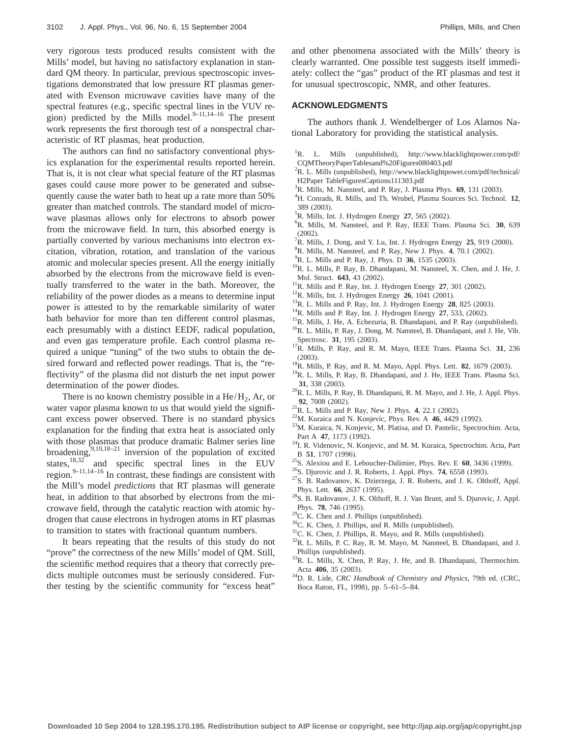very rigorous tests produced results consistent with the Mills' model, but having no satisfactory explanation in standard QM theory. In particular, previous spectroscopic investigations demonstrated that low pressure RT plasmas generated with Evenson microwave cavities have many of the spectral features (e.g., specific spectral lines in the VUV region) predicted by the Mills model.[9–11,14–16] The present work represents the first thorough test of a nonspectral characteristic of RT plasmas, heat production.

The authors can find no satisfactory conventional physics explanation for the experimental results reported herein. That is, it is not clear what special feature of the RT plasmas gases could cause more power to be generated and subsequently cause the water bath to heat up a rate more than 50% greater than matched controls. The standard model of microwave plasmas allows only for electrons to absorb power from the microwave field. In turn, this absorbed energy is partially converted by various mechanisms into electron excitation, vibration, rotation, and translation of the various atomic and molecular species present. All the energy initially absorbed by the electrons from the microwave field is eventually transferred to the water in the bath. Moreover, the reliability of the power diodes as a means to determine input power is attested to by the remarkable similarity of water bath behavior for more than ten different control plasmas, each presumably with a distinct EEDF, radical population, and even gas temperature profile. Each control plasma required a unique "tuning" of the two stubs to obtain the desired forward and reflected power readings. That is, the "reflectivity" of the plasma did not disturb the net input power determination of the power diodes.

There is no known chemistry possible in a $He/H_2$, Ar, or water vapor plasma known to us that would yield the significant excess power observed. There is no standard physics explanation for the finding that extra heat is associated only with those plasmas that produce dramatic Balmer series line broadening,[9,10,18–21] inversion of the population of excited states,[18,32] and specific spectral lines in the EUV region.[9–11,14–16] In contrast, these findings are consistent with the Mill's model *predictions* that RT plasmas will generate heat, in addition to that absorbed by electrons from the microwave field, through the catalytic reaction with atomic hydrogen that cause electrons in hydrogen atoms in RT plasmas to transition to states with fractional quantum numbers.

It bears repeating that the results of this study do not "prove" the correctness of the new Mills' model of QM. Still, the scientific method requires that a theory that correctly predicts multiple outcomes must be seriously considered. Further testing by the scientific community for "excess heat" and other phenomena associated with the Mills' theory is clearly warranted. One possible test suggests itself immediately: collect the "gas" product of the RT plasmas and test it for unusual spectroscopic, NMR, and other features.

## ACKNOWLEDGMENTS

The authors thank J. Wendelberger of Los Alamos National Laboratory for providing the statistical analysis.

[1] R. L. Mills (unpublished), http://www.blacklightpower.com/pdf/CQMTheoryPaperTablesand%20Figures080403.pdf
[2] R. L. Mills (unpublished), http://www.blacklightpower.com/pdf/technical/H2Paper TableFiguresCaptions111303.pdf
[3] R. Mills, M. Nansteel, and P. Ray, J. Plasma Phys. **69**, 131 (2003).
[4] H. Conrads, R. Mills, and Th. Wrubel, Plasma Sources Sci. Technol. **12**, 389 (2003).
[5] R. Mills, Int. J. Hydrogen Energy **27**, 565 (2002).
[6] R. Mills, M. Nansteel, and P. Ray, IEEE Trans. Plasma Sci. **30**, 639 (2002).
[7] R. Mills, J. Dong, and Y. Lu, Int. J. Hydrogen Energy **25**, 919 (2000).
[8] R. Mills, M. Nansteel, and P. Ray, New J. Phys. **4**, 70.1 (2002).
[9] R. L. Mills and P. Ray, J. Phys. D **36**, 1535 (2003).
[10] R. L. Mills, P. Ray, B. Dhandapani, M. Nansteel, X. Chen, and J. He, J. Mol. Struct. **643**, 43 (2002).
[11] R. Mills and P. Ray, Int. J. Hydrogen Energy **27**, 301 (2002).
[12] R. Mills, Int. J. Hydrogen Energy **26**, 1041 (2001).
[13] R. L. Mills and P. Ray, Int. J. Hydrogen Energy **28**, 825 (2003).
[14] R. Mills and P. Ray, Int. J. Hydrogen Energy **27**, 533, (2002).
[15] R. Mills, J. He, A. Echezuria, B. Dhandapani, and P. Ray (unpublished).
[16] R. L. Mills, P. Ray, J. Dong, M. Nansteel, B. Dhandapani, and J. He, Vib. Spectrosc. **31**, 195 (2003).
[17] R. Mills, P. Ray, and R. M. Mayo, IEEE Trans. Plasma Sci. **31**, 236 (2003).
[18] R. Mills, P. Ray, and R. M. Mayo, Appl. Phys. Lett. **82**, 1679 (2003).
[19] R. L. Mills, P. Ray, B. Dhandapani, and J. He, IEEE Trans. Plasma Sci. **31**, 338 (2003).
[20] R. L. Mills, P. Ray, B. Dhandapani, R. M. Mayo, and J. He, J. Appl. Phys. **92**, 7008 (2002).
[21] R. L. Mills and P. Ray, New J. Phys. **4**, 22.1 (2002).
[22] M. Kuraica and N. Konjevic, Phys. Rev. A **46**, 4429 (1992).
[23] M. Kuraica, N. Konjevic, M. Platisa, and D. Pantelic, Spectrochim. Acta, Part A **47**, 1173 (1992).
[24] I. R. Videnovic, N. Konjevic, and M. M. Kuraica, Spectrochim. Acta, Part B **51**, 1707 (1996).
[25] S. Alexiou and E. Leboucher-Dalimier, Phys. Rev. E **60**, 3436 (1999).
[26] S. Djurovic and J. R. Roberts, J. Appl. Phys. **74**, 6558 (1993).
[27] S. B. Radovanov, K. Dzierzega, J. R. Roberts, and J. K. Olthoff, Appl. Phys. Lett. **66**, 2637 (1995).
[28] S. B. Radovanov, J. K. Olthoff, R. J. Van Brunt, and S. Djurovic, J. Appl. Phys. **78**, 746 (1995).
[29] C. K. Chen and J. Phillips (unpublished).
[30] C. K. Chen, J. Phillips, and R. Mills (unpublished).
[31] C. K. Chen, J. Phillips, R. Mayo, and R. Mills (unpublished).
[32] R. L. Mills, P. C. Ray, R. M. Mayo, M. Nansteel, B. Dhandapani, and J. Phillips (unpublished).
[33] R. L. Mills, X. Chen, P. Ray, J. He, and B. Dhandapani, Thermochim. Acta **406**, 35 (2003).
[34] D. R. Lide, *CRC Handbook of Chemistry and Physics*, 79th ed. (CRC, Boca Raton, FL, 1998), pp. 5–61–5–84.